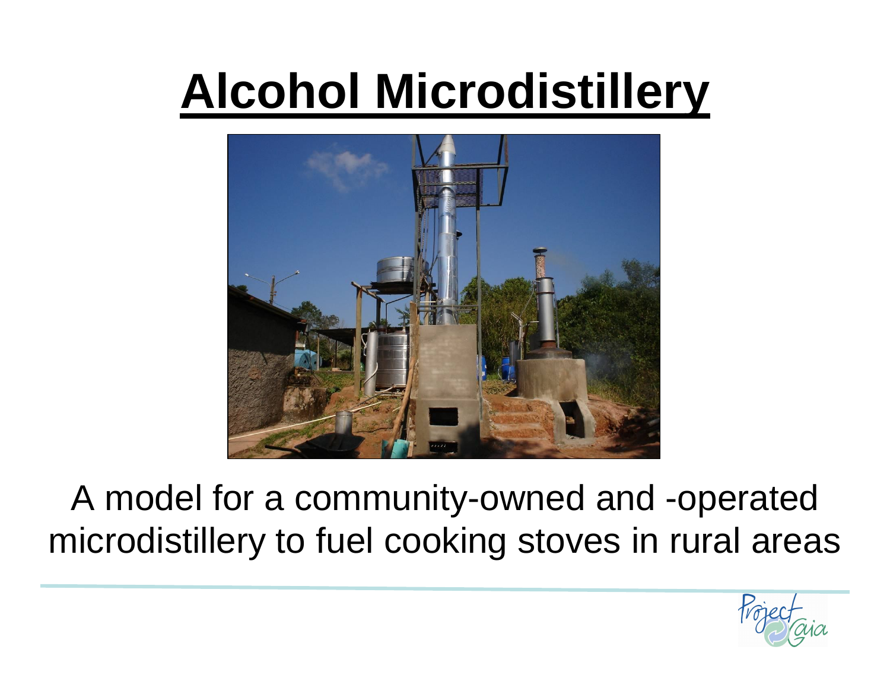# Alcohol Microdistillery

A model for a community-owned and -operated microdistillery to fuel cooking stoves in rural areas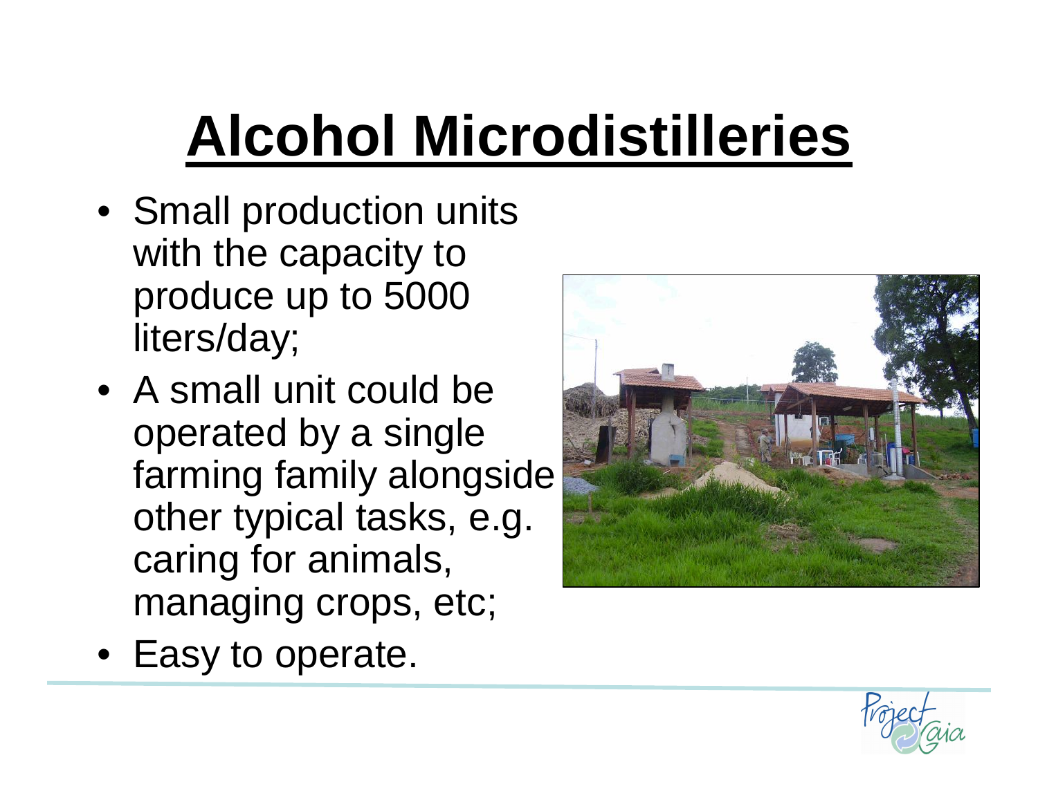# Alcohol Microdistilleries

- Small production units with the capacity to produce up to 5000 liters/day;
- A small unit could be operated by a single farming family alongside other typical tasks, e.g. caring for animals, managing crops, etc;
- Easy to operate.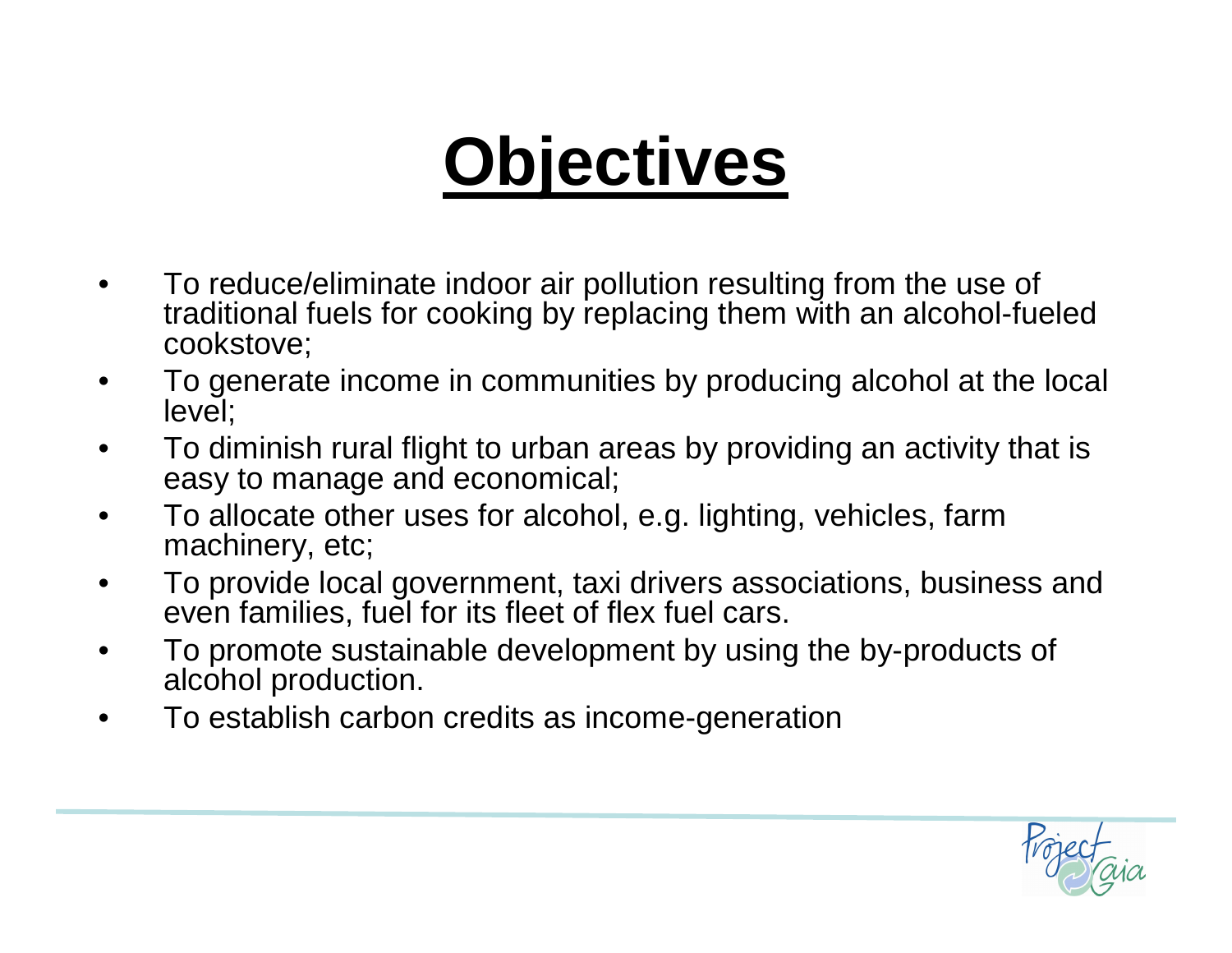# Objectives

- To reduce/eliminate indoor air pollution resulting from the use of traditional fuels for cooking by replacing them with an alcohol-fueled cookstove;
- To generate income in communities by producing alcohol at the local level;
- To diminish rural flight to urban areas by providing an activity that is easy to manage and economical;
- To allocate other uses for alcohol, e.g. lighting, vehicles, farm machinery, etc;
- To provide local government, taxi drivers associations, business and even families, fuel for its fleet of flex fuel cars.
- To promote sustainable development by using the by-products of alcohol production.
- To establish carbon credits as income-generation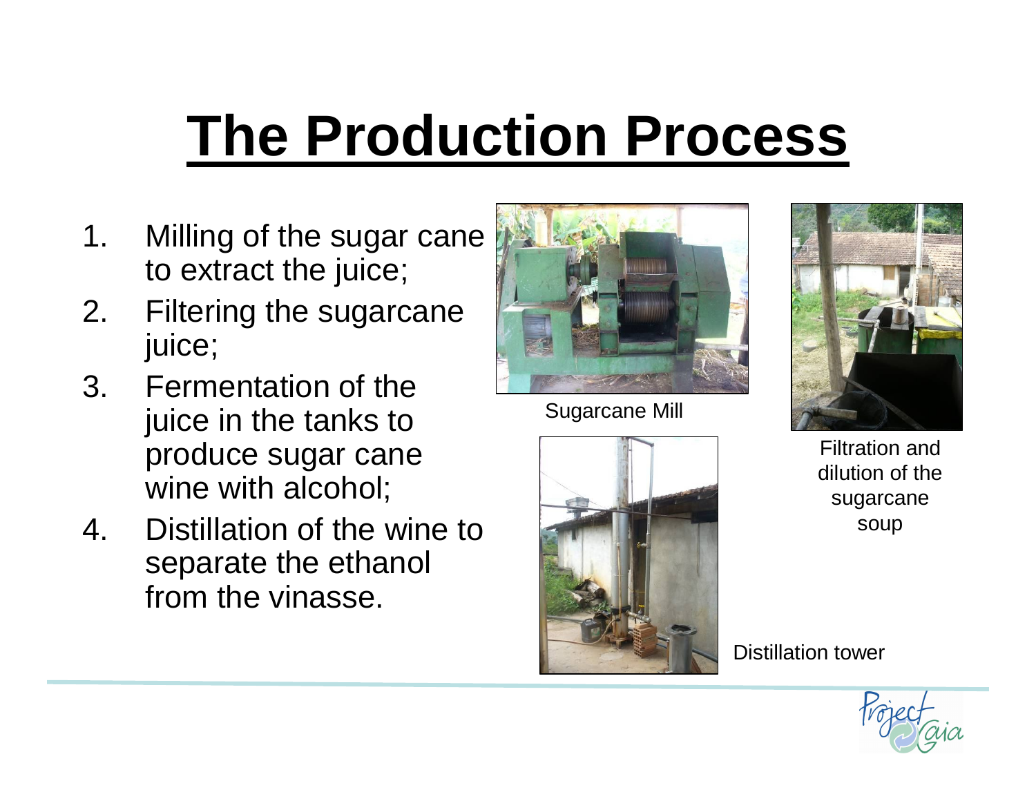# The Production Process

1. Milling of the sugar cane to extract the juice;
2. Filtering the sugarcane juice;
3. Fermentation of the juice in the tanks to produce sugar cane wine with alcohol;
4. Distillation of the wine to separate the ethanol from the vinasse.

Sugarcane Mill

Filtration and dilution of the sugarcane soup

Distillation tower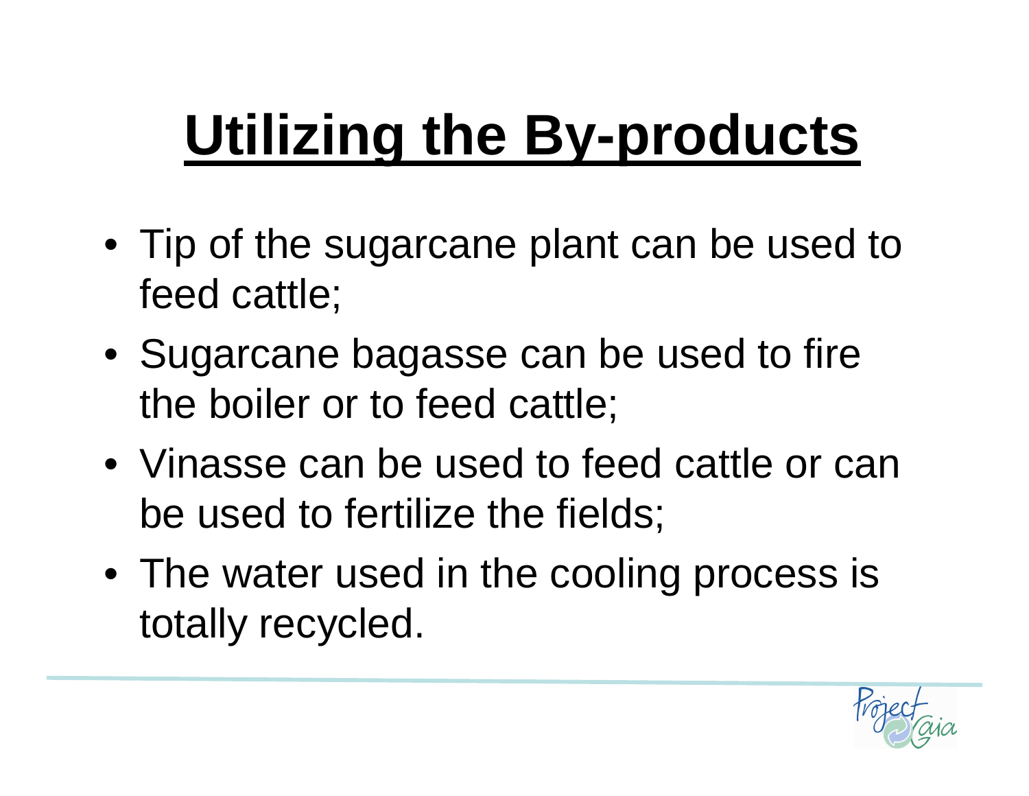# Utilizing the By-products

- Tip of the sugarcane plant can be used to feed cattle;
- Sugarcane bagasse can be used to fire the boiler or to feed cattle;
- Vinasse can be used to feed cattle or can be used to fertilize the fields;
- The water used in the cooling process is totally recycled.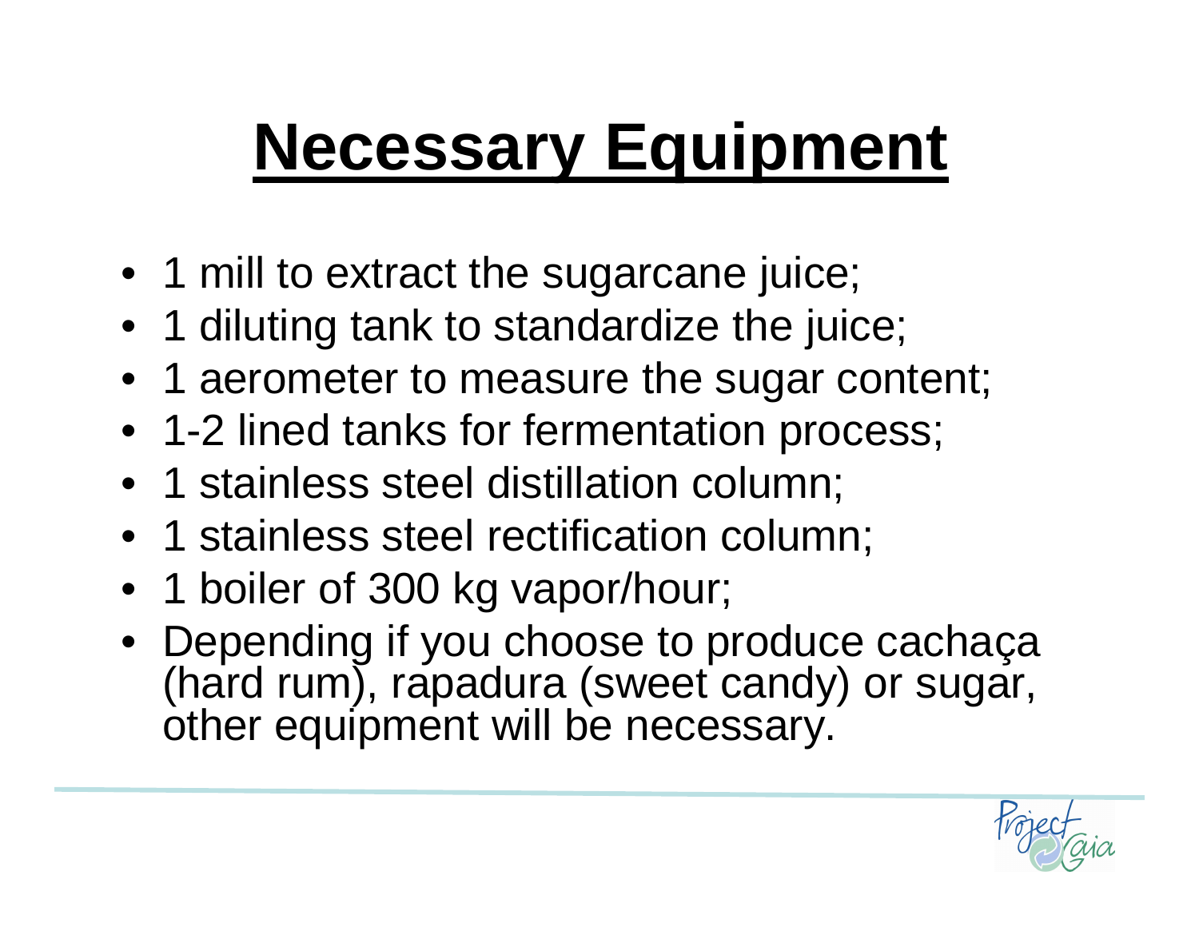# Necessary Equipment

- 1 mill to extract the sugarcane juice;
- 1 diluting tank to standardize the juice;
- 1 aerometer to measure the sugar content;
- 1-2 lined tanks for fermentation process;
- 1 stainless steel distillation column;
- 1 stainless steel rectification column;
- 1 boiler of 300 kg vapor/hour;
- Depending if you choose to produce cachaça (hard rum), rapadura (sweet candy) or sugar, other equipment will be necessary.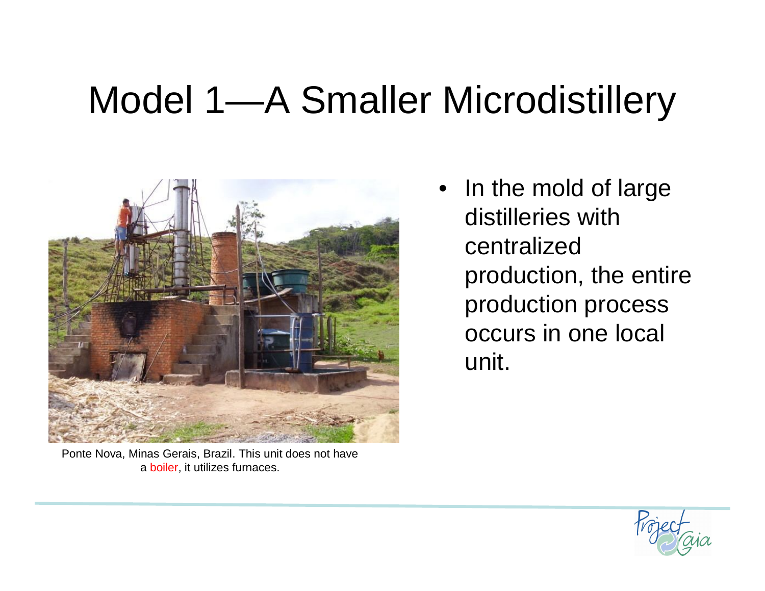# Model 1—A Smaller Microdistillery

Ponte Nova, Minas Gerais, Brazil. This unit does not have a boiler, it utilizes furnaces.

- In the mold of large distilleries with centralized production, the entire production process occurs in one local unit.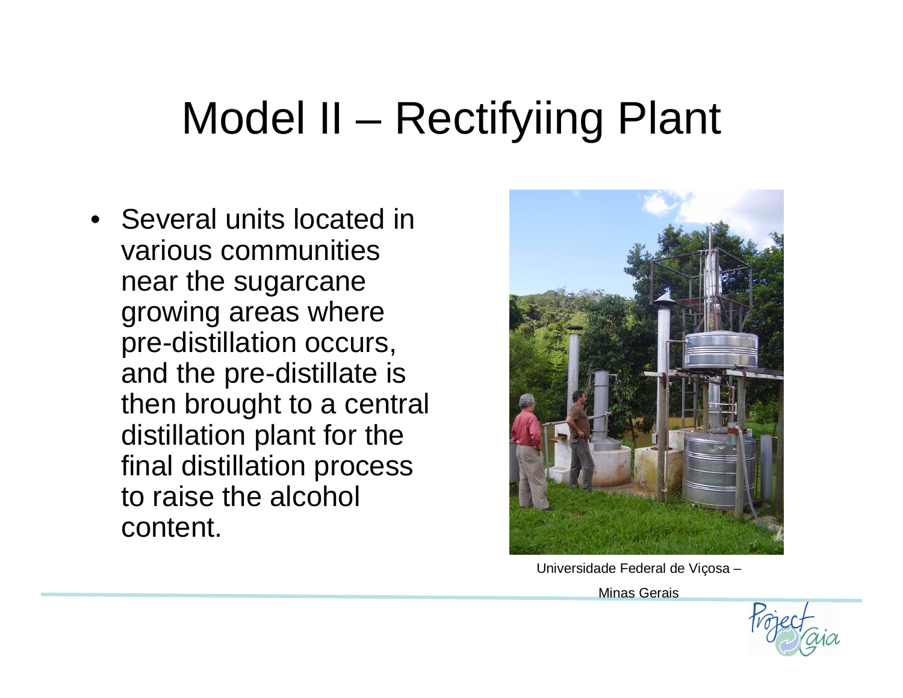# Model II – Rectifyiing Plant

- Several units located in various communities near the sugarcane growing areas where pre-distillation occurs, and the pre-distillate is then brought to a central distillation plant for the final distillation process to raise the alcohol content.

Universidade Federal de Viçosa – Minas Gerais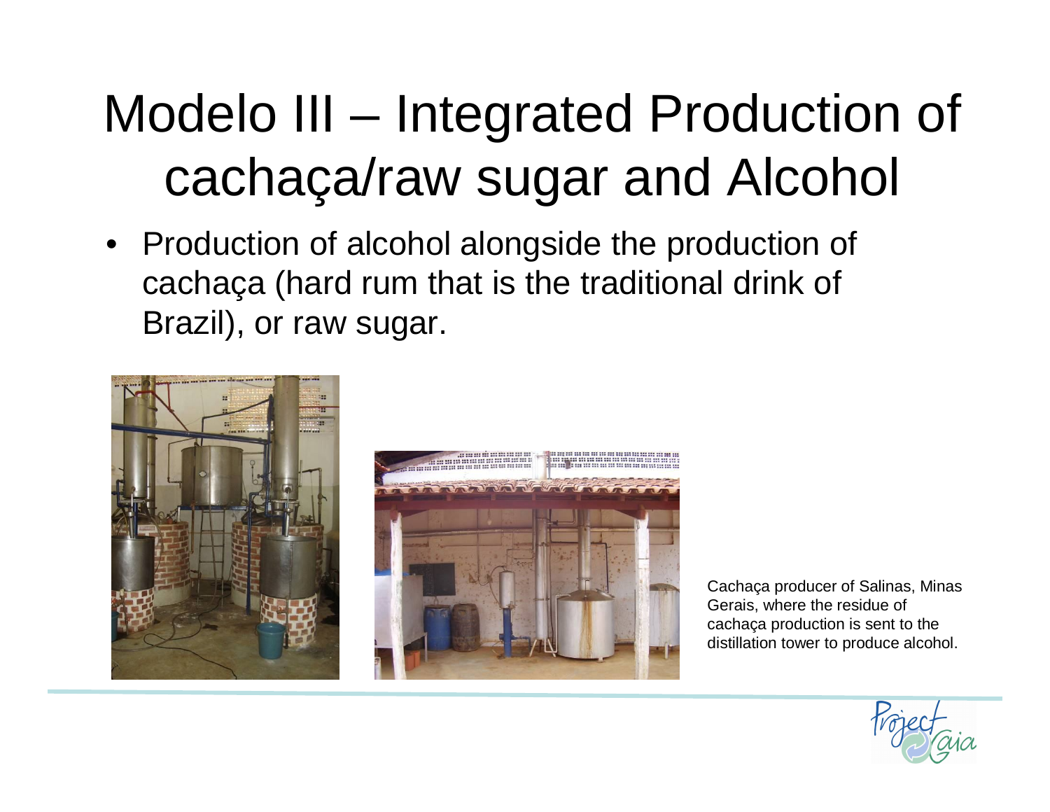# Modelo III – Integrated Production of cachaça/raw sugar and Alcohol

- Production of alcohol alongside the production of cachaça (hard rum that is the traditional drink of Brazil), or raw sugar.

Cachaça producer of Salinas, Minas Gerais, where the residue of cachaça production is sent to the distillation tower to produce alcohol.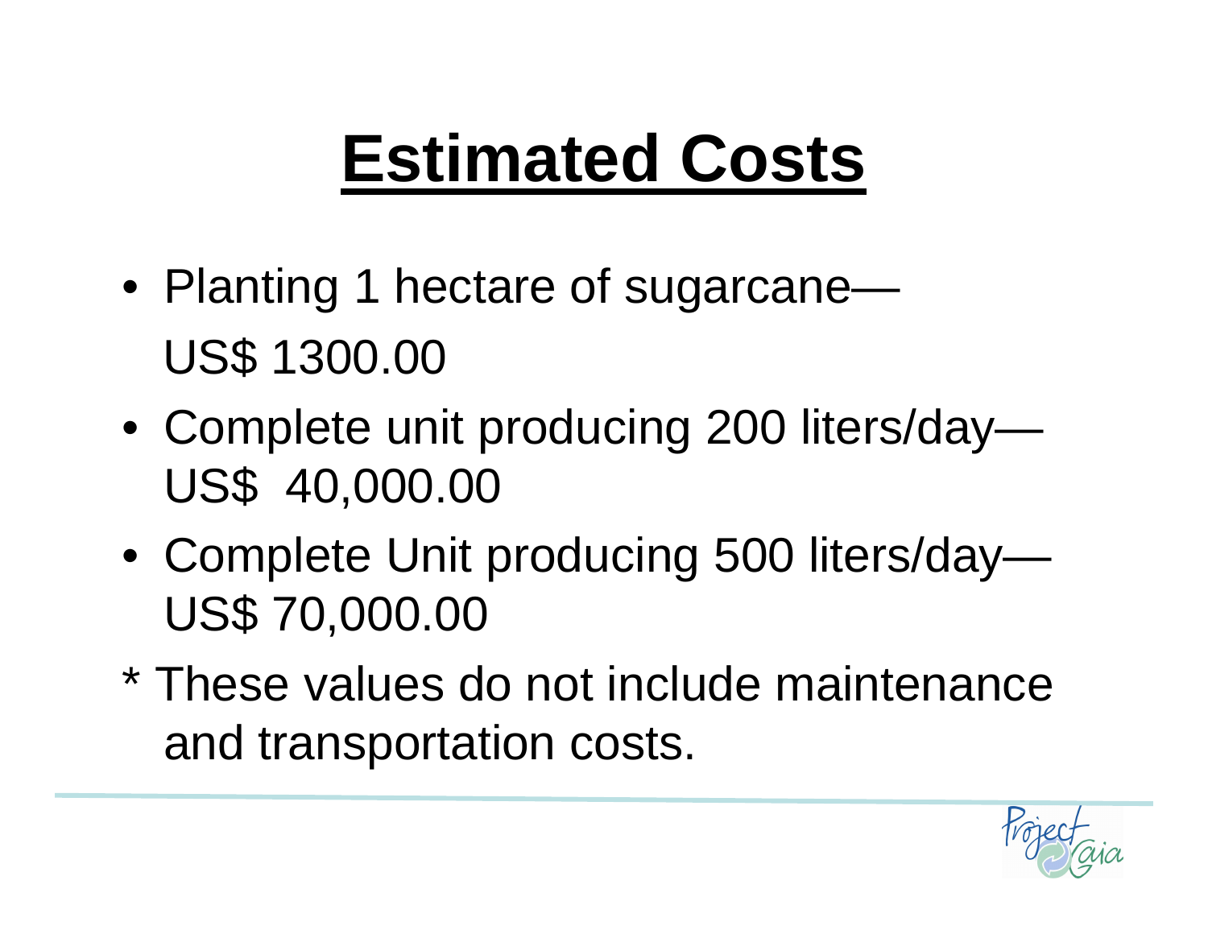# Estimated Costs

- Planting 1 hectare of sugarcane—
  US$ 1300.00
- Complete unit producing 200 liters/day—
  US$ 40,000.00
- Complete Unit producing 500 liters/day—
  US$ 70,000.00

* These values do not include maintenance and transportation costs.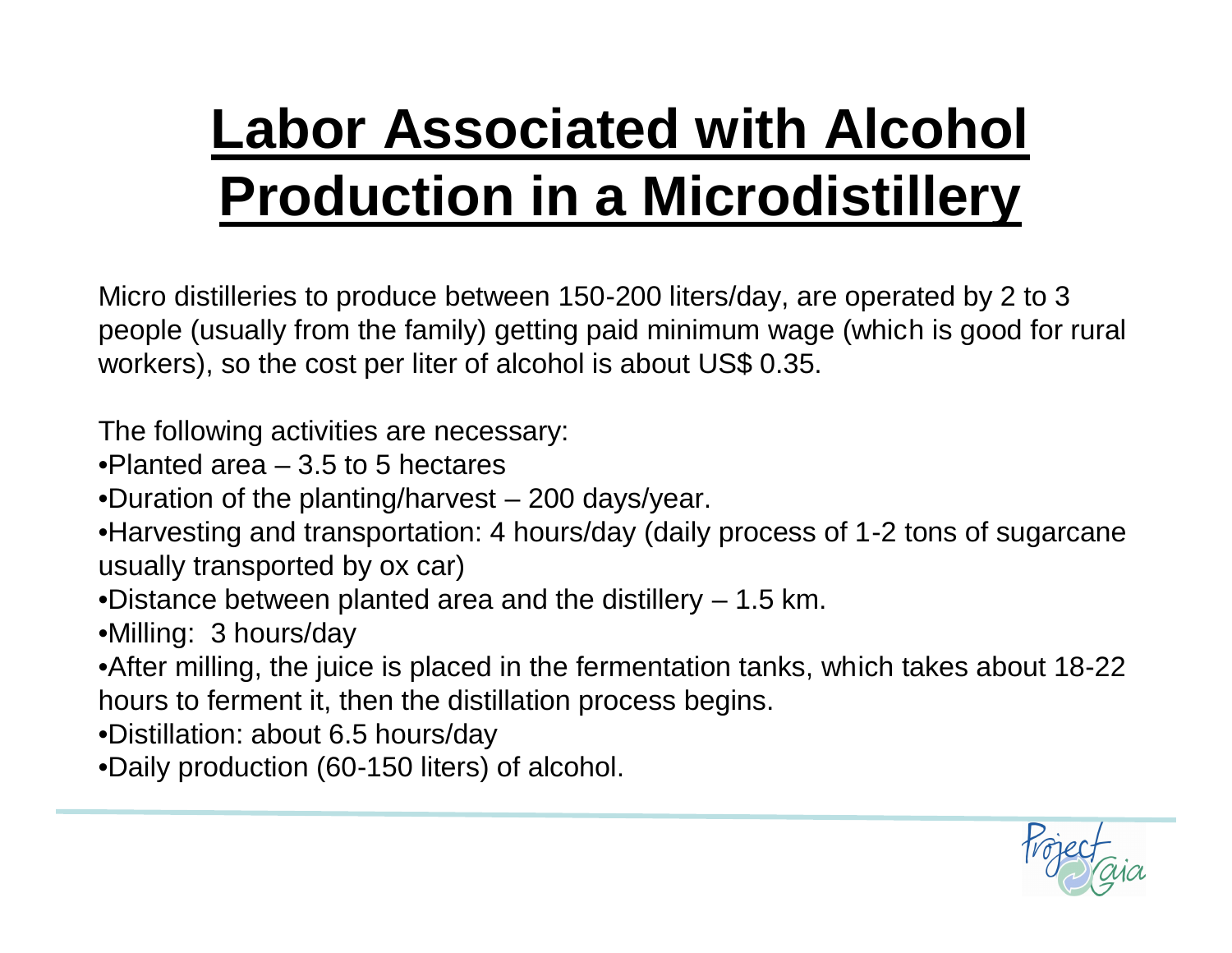# Labor Associated with Alcohol Production in a Microdistillery

Micro distilleries to produce between 150-200 liters/day, are operated by 2 to 3 people (usually from the family) getting paid minimum wage (which is good for rural workers), so the cost per liter of alcohol is about US$ 0.35.

The following activities are necessary:

- Planted area – 3.5 to 5 hectares
- Duration of the planting/harvest – 200 days/year.
- Harvesting and transportation: 4 hours/day (daily process of 1-2 tons of sugarcane usually transported by ox car)
- Distance between planted area and the distillery – 1.5 km.
- Milling: 3 hours/day
- After milling, the juice is placed in the fermentation tanks, which takes about 18-22 hours to ferment it, then the distillation process begins.
- Distillation: about 6.5 hours/day
- Daily production (60-150 liters) of alcohol.